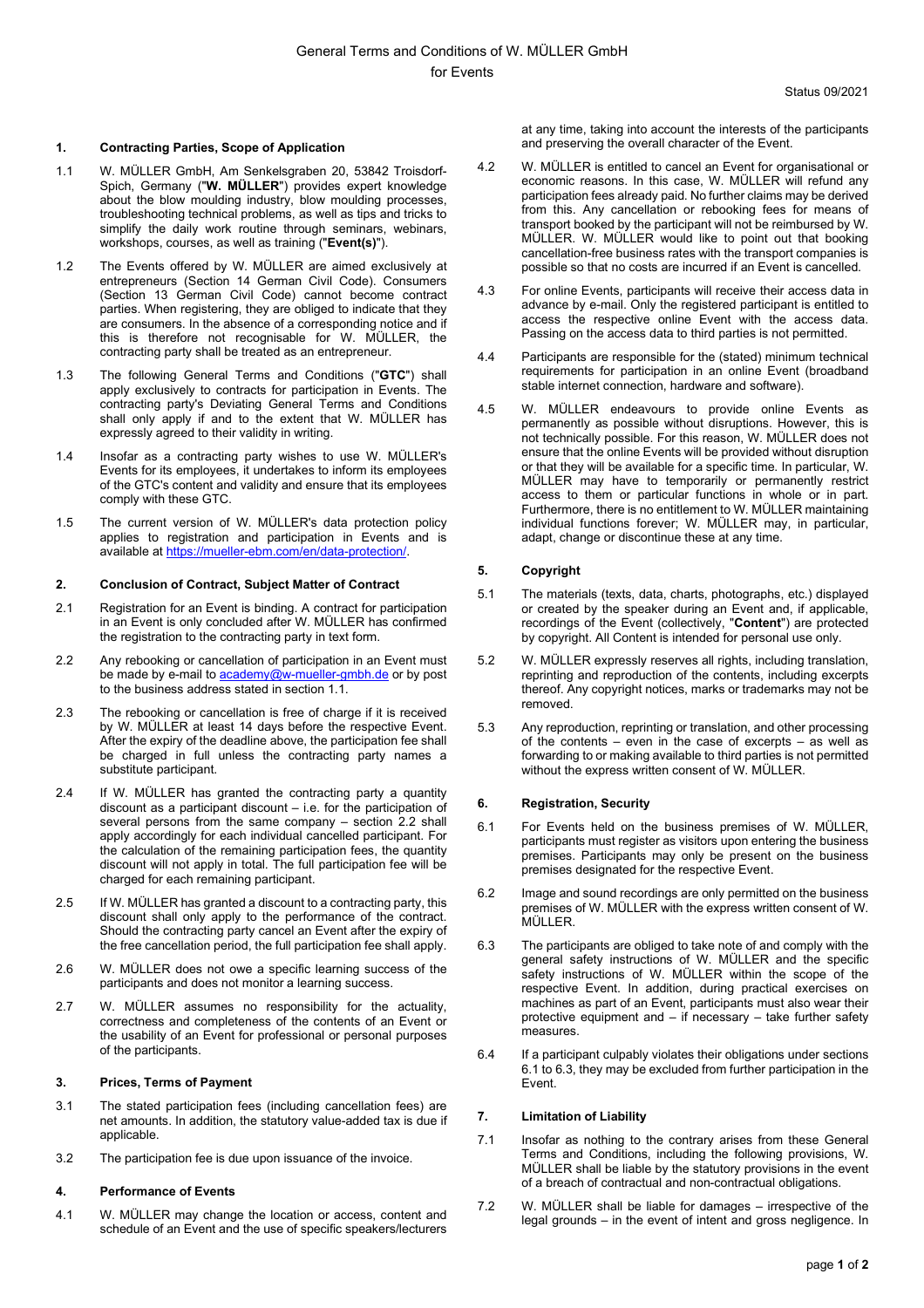# General Terms and Conditions of W. MÜLLER GmbH

for Events

Status 09/2021

## 1. Contracting Parties, Scope of Application

1.1 W. MÜLLER GmbH, Am Senkelsgraben 20, 53842 Troisdorf-Spich, Germany ("**W. MÜLLER**") provides expert knowledge about the blow moulding industry, blow moulding processes, troubleshooting technical problems, as well as tips and tricks to simplify the daily work routine through seminars, webinars, workshops, courses, as well as training ("**Event(s)**").

1.2 The Events offered by W. MÜLLER are aimed exclusively at entrepreneurs (Section 14 German Civil Code). Consumers (Section 13 German Civil Code) cannot become contract parties. When registering, they are obliged to indicate that they are consumers. In the absence of a corresponding notice and if this is therefore not recognisable for W. MÜLLER, the contracting party shall be treated as an entrepreneur.

1.3 The following General Terms and Conditions ("**GTC**") shall apply exclusively to contracts for participation in Events. The contracting party's Deviating General Terms and Conditions shall only apply if and to the extent that W. MÜLLER has expressly agreed to their validity in writing.

1.4 Insofar as a contracting party wishes to use W. MÜLLER's Events for its employees, it undertakes to inform its employees of the GTC's content and validity and ensure that its employees comply with these GTC.

1.5 The current version of W. MÜLLER's data protection policy applies to registration and participation in Events and is available at https://mueller-ebm.com/en/data-protection/.

## 2. Conclusion of Contract, Subject Matter of Contract

2.1 Registration for an Event is binding. A contract for participation in an Event is only concluded after W. MÜLLER has confirmed the registration to the contracting party in text form.

2.2 Any rebooking or cancellation of participation in an Event must be made by e-mail to academy@w-mueller-gmbh.de or by post to the business address stated in section 1.1.

2.3 The rebooking or cancellation is free of charge if it is received by W. MÜLLER at least 14 days before the respective Event. After the expiry of the deadline above, the participation fee shall be charged in full unless the contracting party names a substitute participant.

2.4 If W. MÜLLER has granted the contracting party a quantity discount as a participant discount – i.e. for the participation of several persons from the same company – section 2.2 shall apply accordingly for each individual cancelled participant. For the calculation of the remaining participation fees, the quantity discount will not apply in total. The full participation fee will be charged for each remaining participant.

2.5 If W. MÜLLER has granted a discount to a contracting party, this discount shall only apply to the performance of the contract. Should the contracting party cancel an Event after the expiry of the free cancellation period, the full participation fee shall apply.

2.6 W. MÜLLER does not owe a specific learning success of the participants and does not monitor a learning success.

2.7 W. MÜLLER assumes no responsibility for the actuality, correctness and completeness of the contents of an Event or the usability of an Event for professional or personal purposes of the participants.

## 3. Prices, Terms of Payment

3.1 The stated participation fees (including cancellation fees) are net amounts. In addition, the statutory value-added tax is due if applicable.

3.2 The participation fee is due upon issuance of the invoice.

## 4. Performance of Events

4.1 W. MÜLLER may change the location or access, content and schedule of an Event and the use of specific speakers/lecturers at any time, taking into account the interests of the participants and preserving the overall character of the Event.

4.2 W. MÜLLER is entitled to cancel an Event for organisational or economic reasons. In this case, W. MÜLLER will refund any participation fees already paid. No further claims may be derived from this. Any cancellation or rebooking fees for means of transport booked by the participant will not be reimbursed by W. MÜLLER. W. MÜLLER would like to point out that booking cancellation-free business rates with the transport companies is possible so that no costs are incurred if an Event is cancelled.

4.3 For online Events, participants will receive their access data in advance by e-mail. Only the registered participant is entitled to access the respective online Event with the access data. Passing on the access data to third parties is not permitted.

4.4 Participants are responsible for the (stated) minimum technical requirements for participation in an online Event (broadband stable internet connection, hardware and software).

4.5 W. MÜLLER endeavours to provide online Events as permanently as possible without disruptions. However, this is not technically possible. For this reason, W. MÜLLER does not ensure that the online Events will be provided without disruption or that they will be available for a specific time. In particular, W. MÜLLER may have to temporarily or permanently restrict access to them or particular functions in whole or in part. Furthermore, there is no entitlement to W. MÜLLER maintaining individual functions forever; W. MÜLLER may, in particular, adapt, change or discontinue these at any time.

## 5. Copyright

5.1 The materials (texts, data, charts, photographs, etc.) displayed or created by the speaker during an Event and, if applicable, recordings of the Event (collectively, "**Content**") are protected by copyright. All Content is intended for personal use only.

5.2 W. MÜLLER expressly reserves all rights, including translation, reprinting and reproduction of the contents, including excerpts thereof. Any copyright notices, marks or trademarks may not be removed.

5.3 Any reproduction, reprinting or translation, and other processing of the contents – even in the case of excerpts – as well as forwarding to or making available to third parties is not permitted without the express written consent of W. MÜLLER.

## 6. Registration, Security

6.1 For Events held on the business premises of W. MÜLLER, participants must register as visitors upon entering the business premises. Participants may only be present on the business premises designated for the respective Event.

6.2 Image and sound recordings are only permitted on the business premises of W. MÜLLER with the express written consent of W. MÜLLER.

6.3 The participants are obliged to take note of and comply with the general safety instructions of W. MÜLLER and the specific safety instructions of W. MÜLLER within the scope of the respective Event. In addition, during practical exercises on machines as part of an Event, participants must also wear their protective equipment and – if necessary – take further safety measures.

6.4 If a participant culpably violates their obligations under sections 6.1 to 6.3, they may be excluded from further participation in the Event.

## 7. Limitation of Liability

7.1 Insofar as nothing to the contrary arises from these General Terms and Conditions, including the following provisions, W. MÜLLER shall be liable by the statutory provisions in the event of a breach of contractual and non-contractual obligations.

7.2 W. MÜLLER shall be liable for damages – irrespective of the legal grounds – in the event of intent and gross negligence. In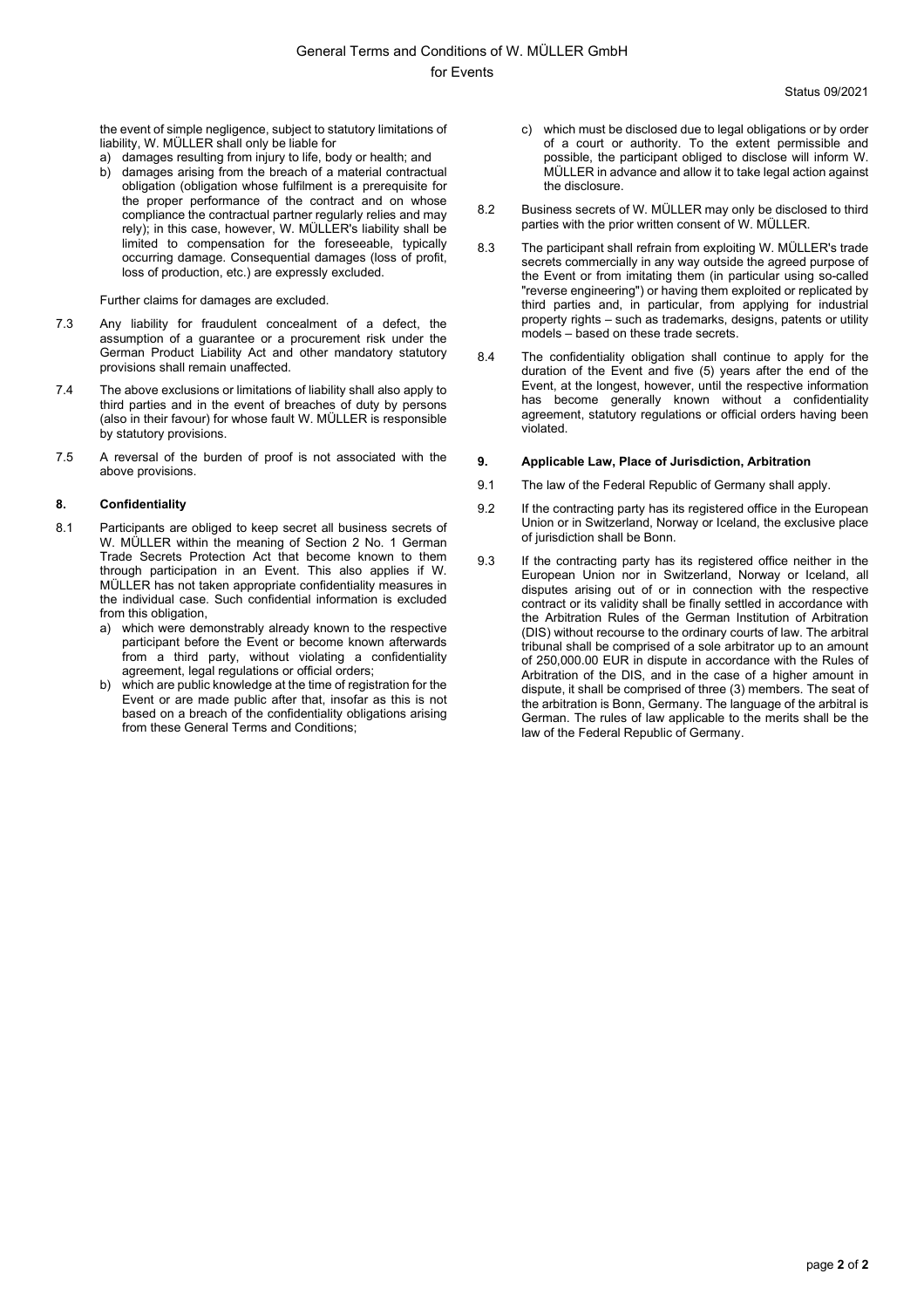the event of simple negligence, subject to statutory limitations of liability, W. MÜLLER shall only be liable for

a) damages resulting from injury to life, body or health; and
b) damages arising from the breach of a material contractual obligation (obligation whose fulfilment is a prerequisite for the proper performance of the contract and on whose compliance the contractual partner regularly relies and may rely); in this case, however, W. MÜLLER's liability shall be limited to compensation for the foreseeable, typically occurring damage. Consequential damages (loss of profit, loss of production, etc.) are expressly excluded.

Further claims for damages are excluded.

7.3 Any liability for fraudulent concealment of a defect, the assumption of a guarantee or a procurement risk under the German Product Liability Act and other mandatory statutory provisions shall remain unaffected.

7.4 The above exclusions or limitations of liability shall also apply to third parties and in the event of breaches of duty by persons (also in their favour) for whose fault W. MÜLLER is responsible by statutory provisions.

7.5 A reversal of the burden of proof is not associated with the above provisions.

### 8. Confidentiality

8.1 Participants are obliged to keep secret all business secrets of W. MÜLLER within the meaning of Section 2 No. 1 German Trade Secrets Protection Act that become known to them through participation in an Event. This also applies if W. MÜLLER has not taken appropriate confidentiality measures in the individual case. Such confidential information is excluded from this obligation,

a) which were demonstrably already known to the respective participant before the Event or become known afterwards from a third party, without violating a confidentiality agreement, legal regulations or official orders;
b) which are public knowledge at the time of registration for the Event or are made public after that, insofar as this is not based on a breach of the confidentiality obligations arising from these General Terms and Conditions;
c) which must be disclosed due to legal obligations or by order of a court or authority. To the extent permissible and possible, the participant obliged to disclose will inform W. MÜLLER in advance and allow it to take legal action against the disclosure.

8.2 Business secrets of W. MÜLLER may only be disclosed to third parties with the prior written consent of W. MÜLLER.

8.3 The participant shall refrain from exploiting W. MÜLLER's trade secrets commercially in any way outside the agreed purpose of the Event or from imitating them (in particular using so-called "reverse engineering") or having them exploited or replicated by third parties and, in particular, from applying for industrial property rights – such as trademarks, designs, patents or utility models – based on these trade secrets.

8.4 The confidentiality obligation shall continue to apply for the duration of the Event and five (5) years after the end of the Event, at the longest, however, until the respective information has become generally known without a confidentiality agreement, statutory regulations or official orders having been violated.

### 9. Applicable Law, Place of Jurisdiction, Arbitration

9.1 The law of the Federal Republic of Germany shall apply.

9.2 If the contracting party has its registered office in the European Union or in Switzerland, Norway or Iceland, the exclusive place of jurisdiction shall be Bonn.

9.3 If the contracting party has its registered office neither in the European Union nor in Switzerland, Norway or Iceland, all disputes arising out of or in connection with the respective contract or its validity shall be finally settled in accordance with the Arbitration Rules of the German Institution of Arbitration (DIS) without recourse to the ordinary courts of law. The arbitral tribunal shall be comprised of a sole arbitrator up to an amount of 250,000.00 EUR in dispute in accordance with the Rules of Arbitration of the DIS, and in the case of a higher amount in dispute, it shall be comprised of three (3) members. The seat of the arbitration is Bonn, Germany. The language of the arbitral is German. The rules of law applicable to the merits shall be the law of the Federal Republic of Germany.